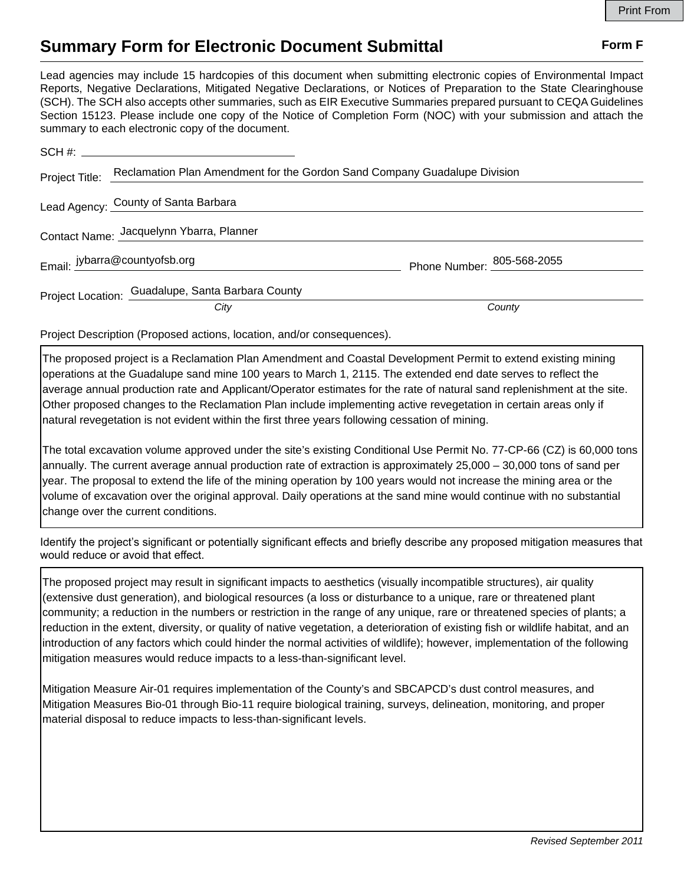# Summary Form for Electronic Document Submittal

**Form F**

Lead agencies may include 15 hardcopies of this document when submitting electronic copies of Environmental Impact Reports, Negative Declarations, Mitigated Negative Declarations, or Notices of Preparation to the State Clearinghouse (SCH). The SCH also accepts other summaries, such as EIR Executive Summaries prepared pursuant to CEQA Guidelines Section 15123. Please include one copy of the Notice of Completion Form (NOC) with your submission and attach the summary to each electronic copy of the document.

SCH #: \_\_\_\_\_\_\_\_\_\_\_\_\_\_\_\_\_\_\_\_

Project Title: Reclamation Plan Amendment for the Gordon Sand Company Guadalupe Division

Lead Agency: County of Santa Barbara

Contact Name: Jacquelynn Ybarra, Planner

Email: jybarra@countyofsb.org Phone Number: 805-568-2055

Project Location: Guadalupe, Santa Barbara County

*City* *County*

Project Description (Proposed actions, location, and/or consequences).

The proposed project is a Reclamation Plan Amendment and Coastal Development Permit to extend existing mining operations at the Guadalupe sand mine 100 years to March 1, 2115. The extended end date serves to reflect the average annual production rate and Applicant/Operator estimates for the rate of natural sand replenishment at the site. Other proposed changes to the Reclamation Plan include implementing active revegetation in certain areas only if natural revegetation is not evident within the first three years following cessation of mining.

The total excavation volume approved under the site's existing Conditional Use Permit No. 77-CP-66 (CZ) is 60,000 tons annually. The current average annual production rate of extraction is approximately 25,000 – 30,000 tons of sand per year. The proposal to extend the life of the mining operation by 100 years would not increase the mining area or the volume of excavation over the original approval. Daily operations at the sand mine would continue with no substantial change over the current conditions.

Identify the project's significant or potentially significant effects and briefly describe any proposed mitigation measures that would reduce or avoid that effect.

The proposed project may result in significant impacts to aesthetics (visually incompatible structures), air quality (extensive dust generation), and biological resources (a loss or disturbance to a unique, rare or threatened plant community; a reduction in the numbers or restriction in the range of any unique, rare or threatened species of plants; a reduction in the extent, diversity, or quality of native vegetation, a deterioration of existing fish or wildlife habitat, and an introduction of any factors which could hinder the normal activities of wildlife); however, implementation of the following mitigation measures would reduce impacts to a less-than-significant level.

Mitigation Measure Air-01 requires implementation of the County's and SBCAPCD's dust control measures, and Mitigation Measures Bio-01 through Bio-11 require biological training, surveys, delineation, monitoring, and proper material disposal to reduce impacts to less-than-significant levels.

*Revised September 2011*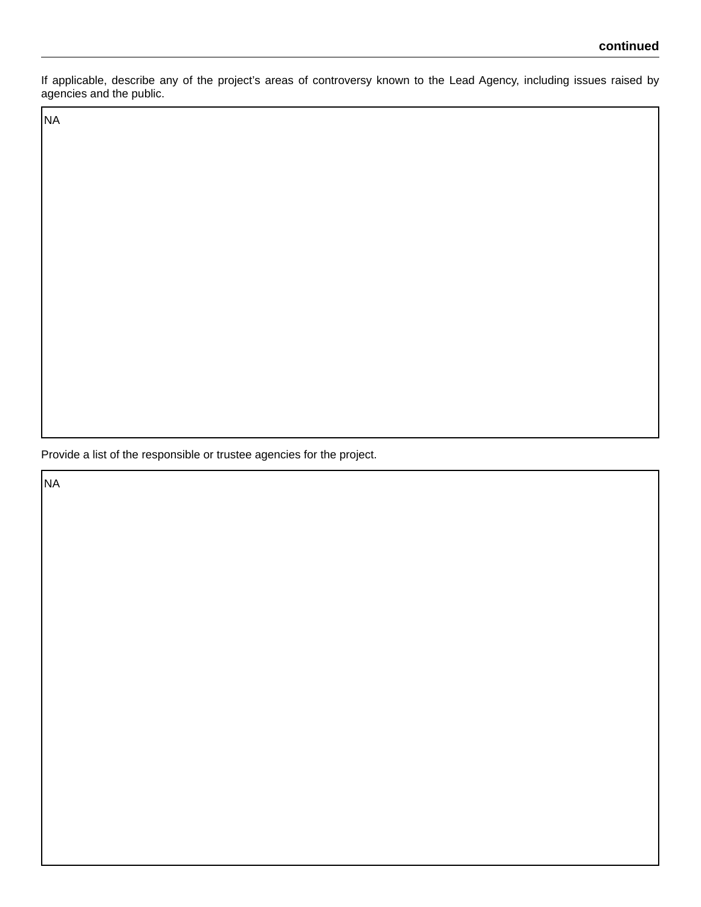**continued**

If applicable, describe any of the project's areas of controversy known to the Lead Agency, including issues raised by agencies and the public.

| |
|---|
| NA |

Provide a list of the responsible or trustee agencies for the project.

| |
|---|
| NA |